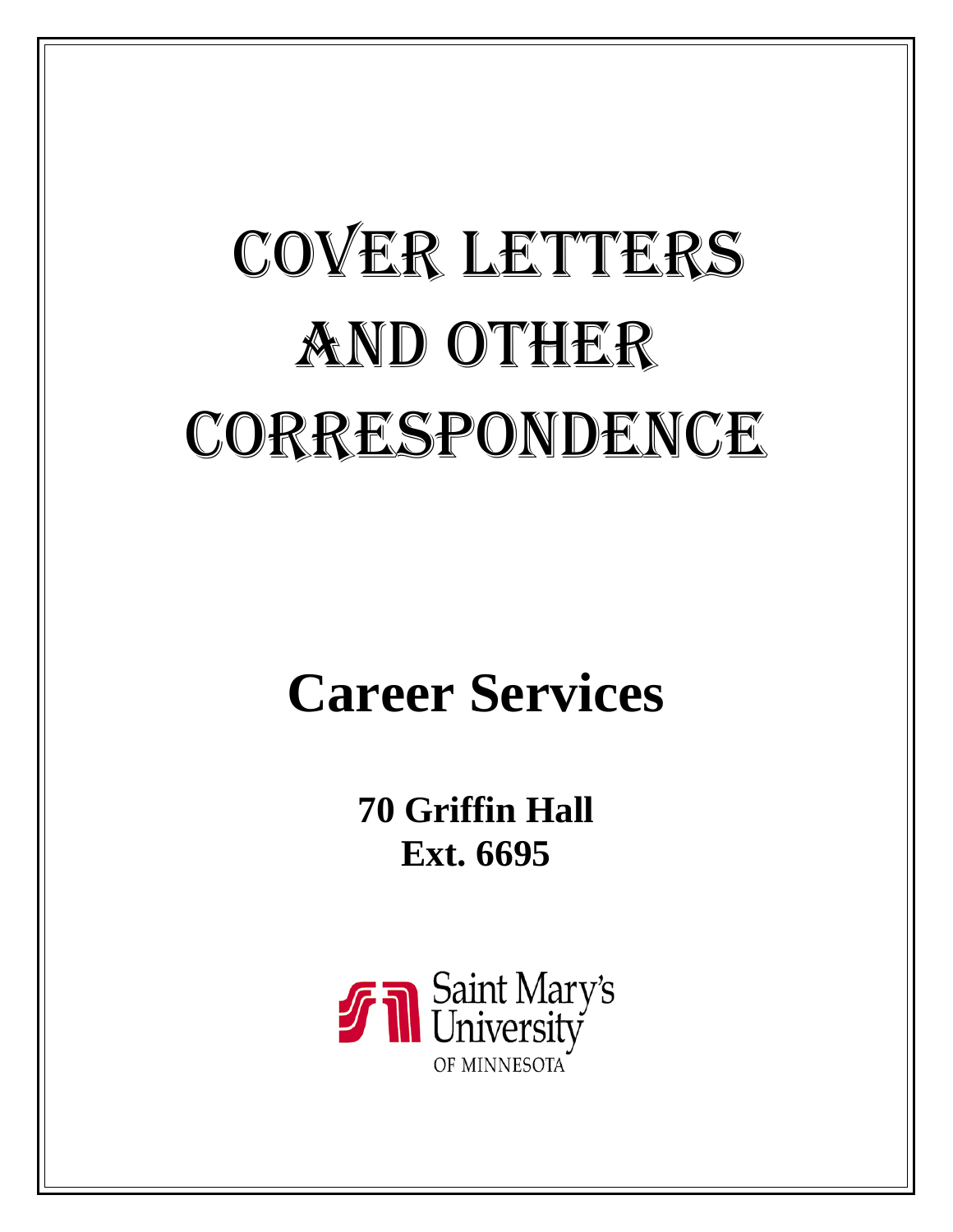# COVER LETTERS AND OTHER CORRESPONDENCE

## Career Services

**70 Griffin Hall**
**Ext. 6695**

Saint Mary's University OF MINNESOTA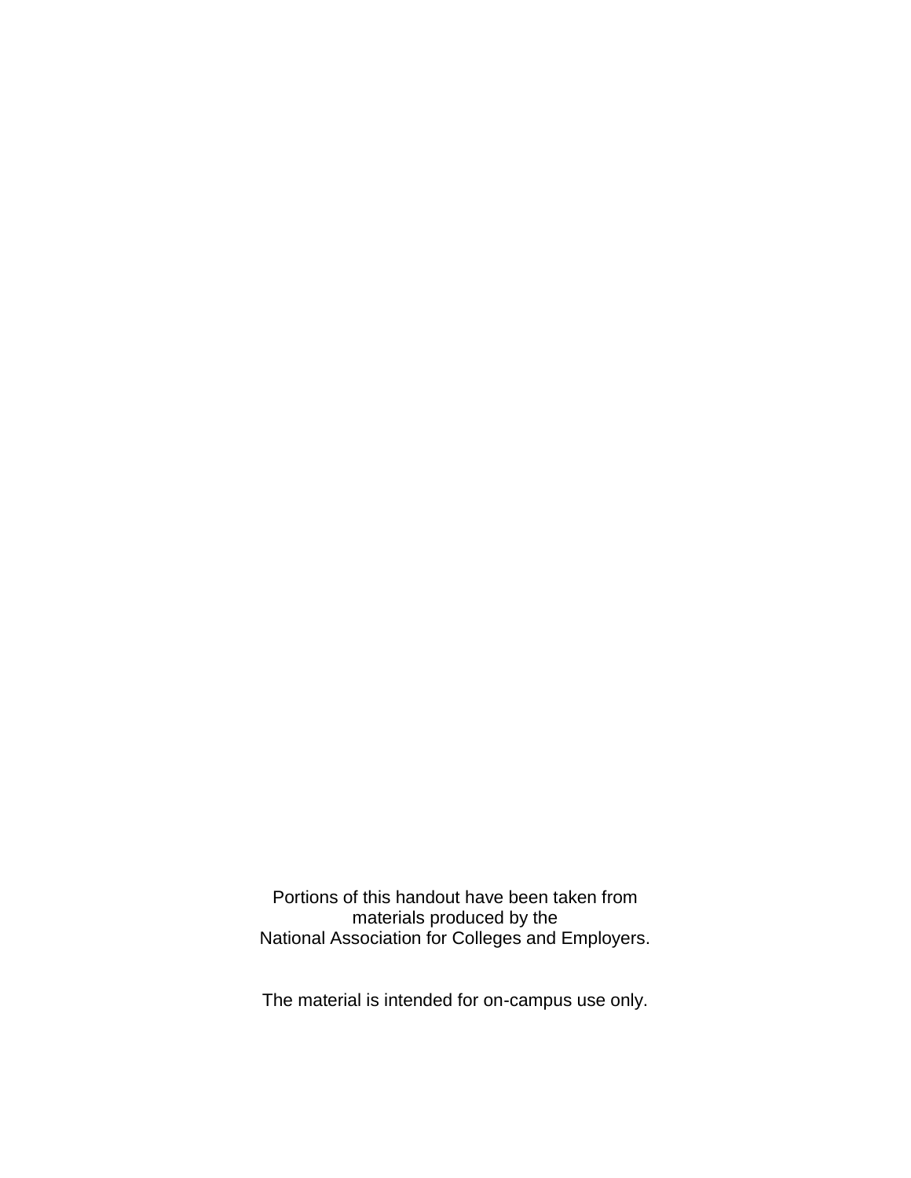Portions of this handout have been taken from materials produced by the National Association for Colleges and Employers.

The material is intended for on-campus use only.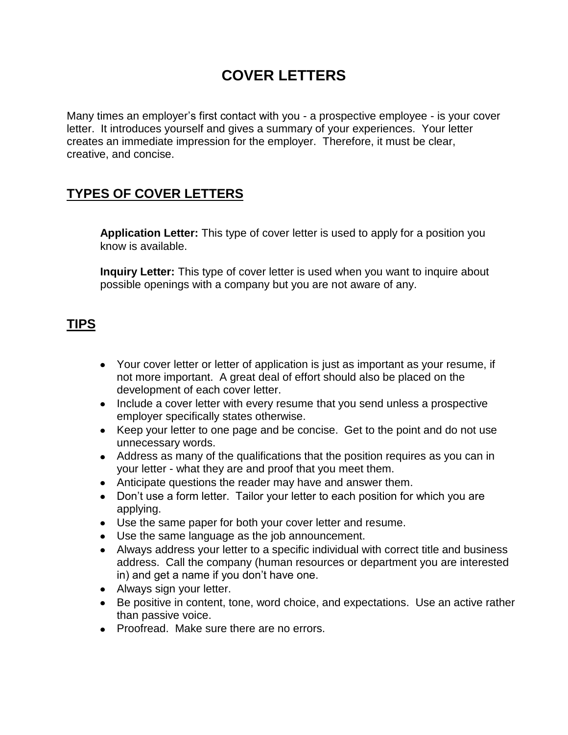# COVER LETTERS

Many times an employer's first contact with you - a prospective employee - is your cover letter. It introduces yourself and gives a summary of your experiences. Your letter creates an immediate impression for the employer. Therefore, it must be clear, creative, and concise.

## TYPES OF COVER LETTERS

**Application Letter:** This type of cover letter is used to apply for a position you know is available.

**Inquiry Letter:** This type of cover letter is used when you want to inquire about possible openings with a company but you are not aware of any.

## TIPS

- Your cover letter or letter of application is just as important as your resume, if not more important. A great deal of effort should also be placed on the development of each cover letter.
- Include a cover letter with every resume that you send unless a prospective employer specifically states otherwise.
- Keep your letter to one page and be concise. Get to the point and do not use unnecessary words.
- Address as many of the qualifications that the position requires as you can in your letter - what they are and proof that you meet them.
- Anticipate questions the reader may have and answer them.
- Don't use a form letter. Tailor your letter to each position for which you are applying.
- Use the same paper for both your cover letter and resume.
- Use the same language as the job announcement.
- Always address your letter to a specific individual with correct title and business address. Call the company (human resources or department you are interested in) and get a name if you don't have one.
- Always sign your letter.
- Be positive in content, tone, word choice, and expectations. Use an active rather than passive voice.
- Proofread. Make sure there are no errors.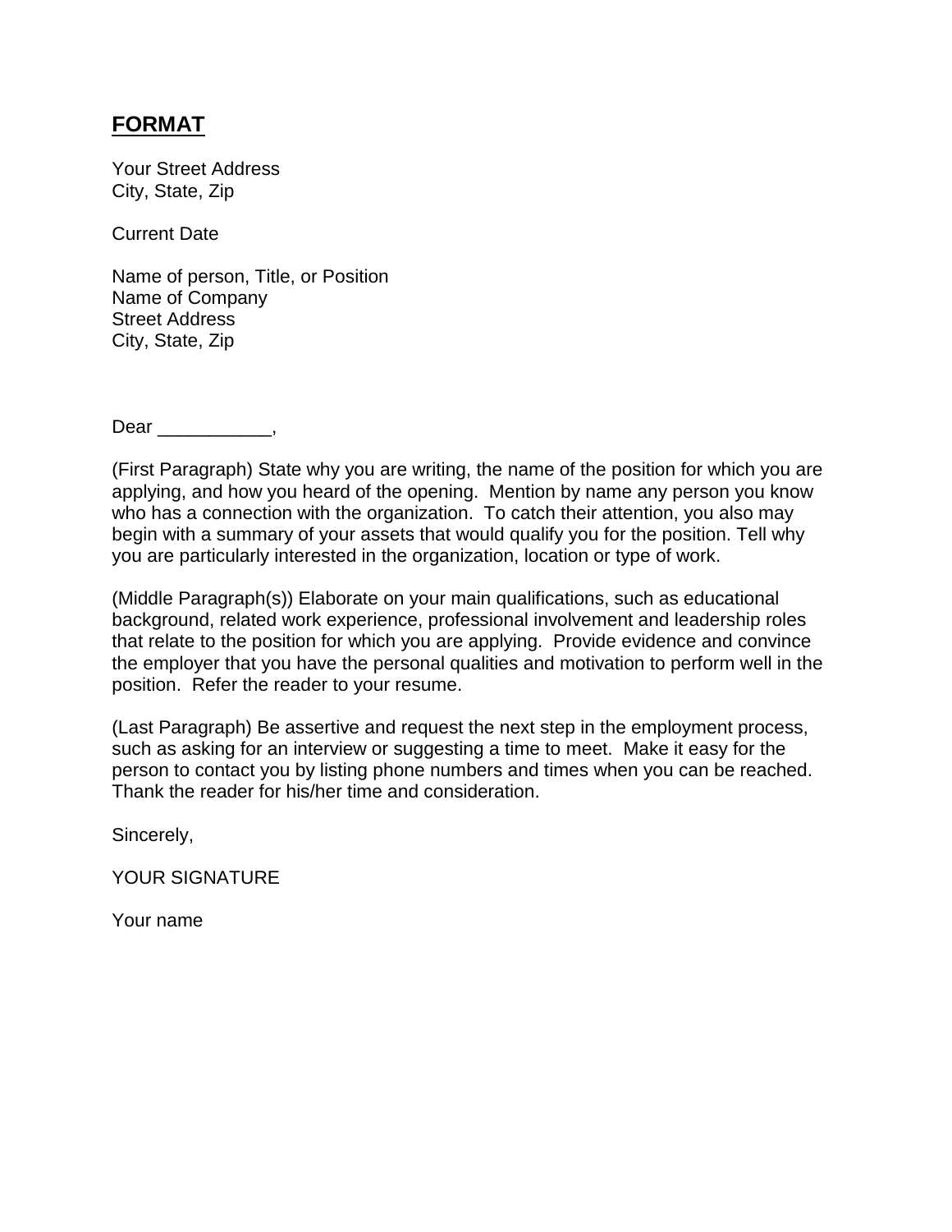## **FORMAT**

Your Street Address
City, State, Zip

Current Date

Name of person, Title, or Position
Name of Company
Street Address
City, State, Zip

Dear ___________,

(First Paragraph) State why you are writing, the name of the position for which you are applying, and how you heard of the opening. Mention by name any person you know who has a connection with the organization. To catch their attention, you also may begin with a summary of your assets that would qualify you for the position. Tell why you are particularly interested in the organization, location or type of work.

(Middle Paragraph(s)) Elaborate on your main qualifications, such as educational background, related work experience, professional involvement and leadership roles that relate to the position for which you are applying. Provide evidence and convince the employer that you have the personal qualities and motivation to perform well in the position. Refer the reader to your resume.

(Last Paragraph) Be assertive and request the next step in the employment process, such as asking for an interview or suggesting a time to meet. Make it easy for the person to contact you by listing phone numbers and times when you can be reached. Thank the reader for his/her time and consideration.

Sincerely,

YOUR SIGNATURE

Your name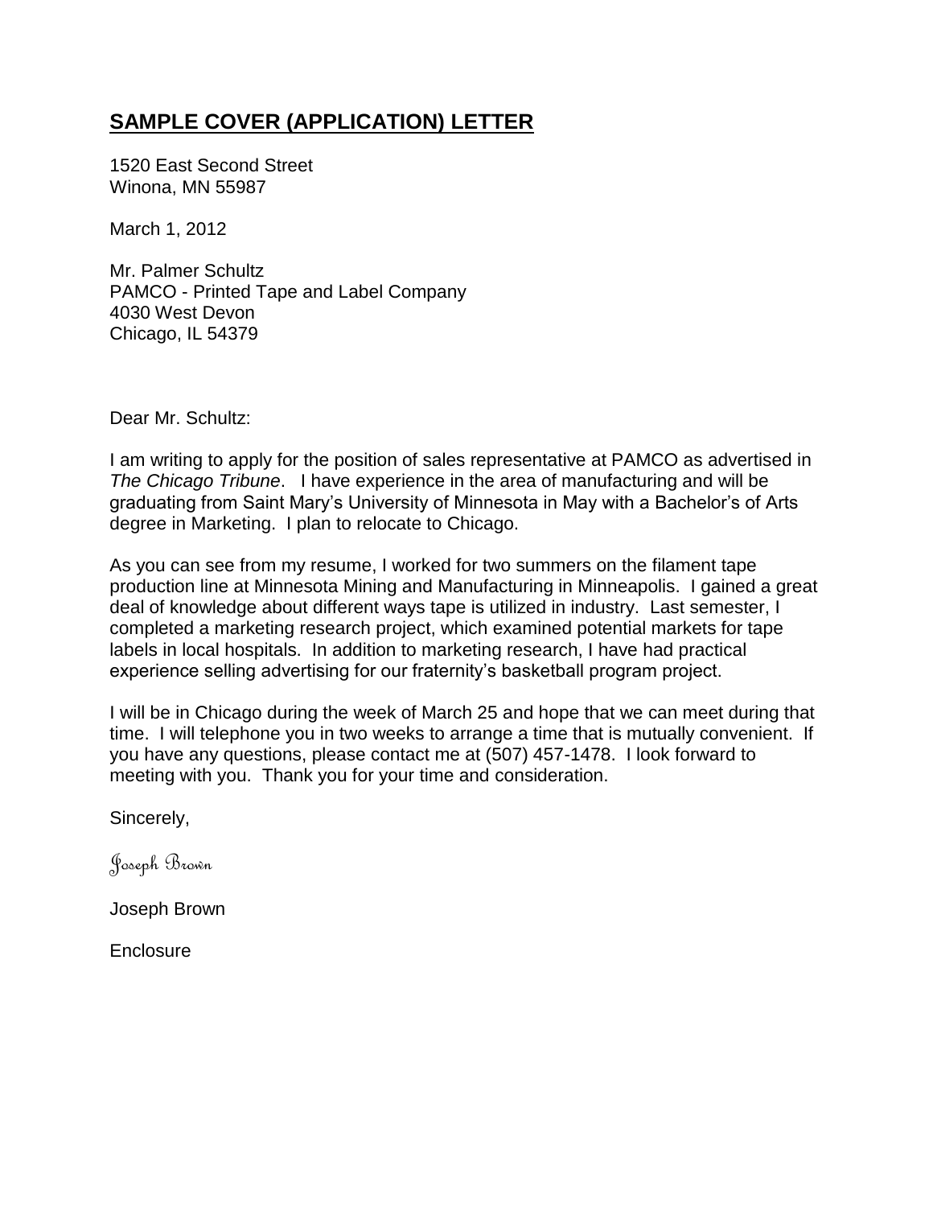## **SAMPLE COVER (APPLICATION) LETTER**

1520 East Second Street
Winona, MN 55987

March 1, 2012

Mr. Palmer Schultz
PAMCO - Printed Tape and Label Company
4030 West Devon
Chicago, IL 54379

Dear Mr. Schultz:

I am writing to apply for the position of sales representative at PAMCO as advertised in *The Chicago Tribune*. I have experience in the area of manufacturing and will be graduating from Saint Mary's University of Minnesota in May with a Bachelor's of Arts degree in Marketing. I plan to relocate to Chicago.

As you can see from my resume, I worked for two summers on the filament tape production line at Minnesota Mining and Manufacturing in Minneapolis. I gained a great deal of knowledge about different ways tape is utilized in industry. Last semester, I completed a marketing research project, which examined potential markets for tape labels in local hospitals. In addition to marketing research, I have had practical experience selling advertising for our fraternity's basketball program project.

I will be in Chicago during the week of March 25 and hope that we can meet during that time. I will telephone you in two weeks to arrange a time that is mutually convenient. If you have any questions, please contact me at (507) 457-1478. I look forward to meeting with you. Thank you for your time and consideration.

Sincerely,

*Joseph Brown*

Joseph Brown

Enclosure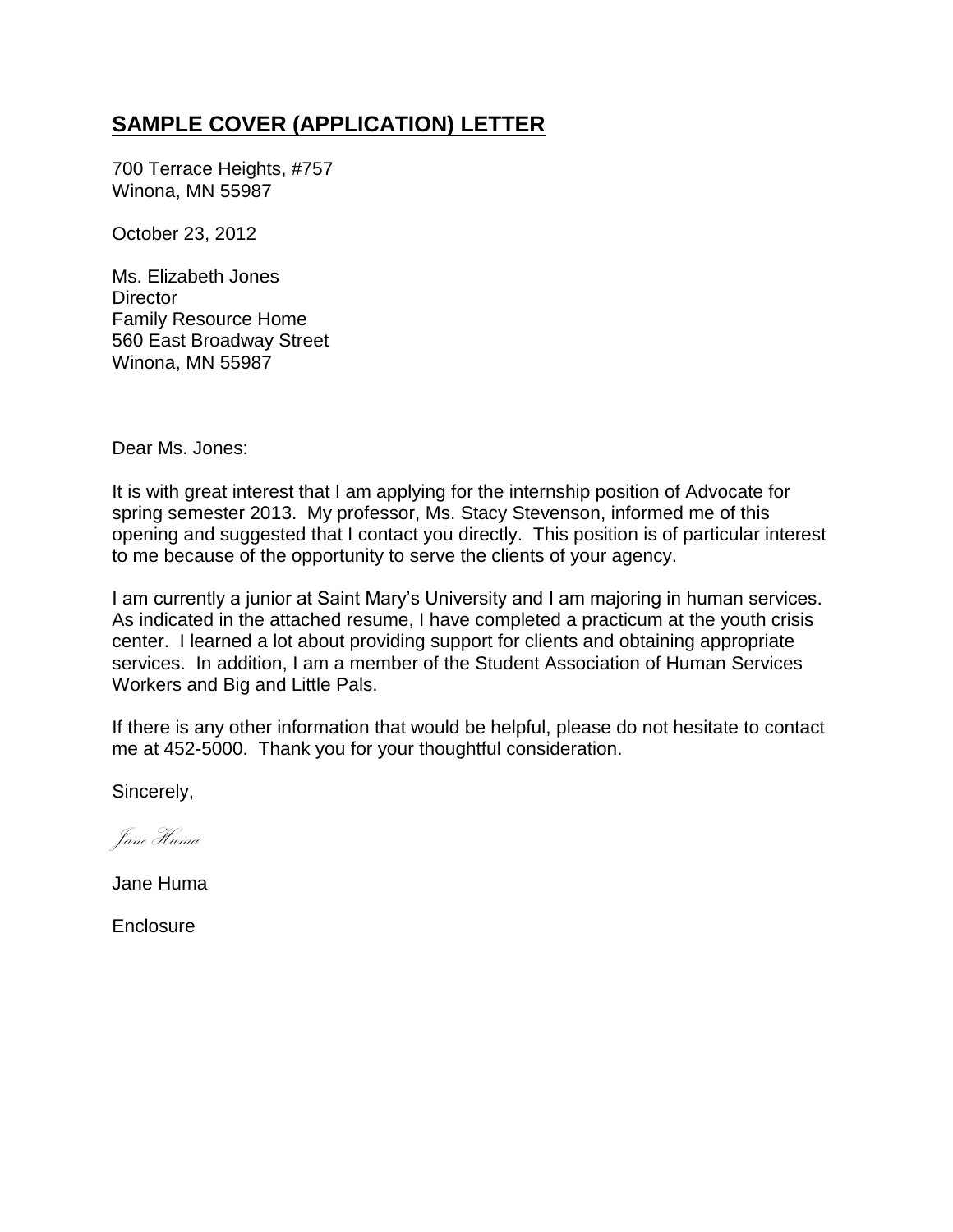## **SAMPLE COVER (APPLICATION) LETTER**

700 Terrace Heights, #757
Winona, MN 55987

October 23, 2012

Ms. Elizabeth Jones
Director
Family Resource Home
560 East Broadway Street
Winona, MN 55987

Dear Ms. Jones:

It is with great interest that I am applying for the internship position of Advocate for spring semester 2013. My professor, Ms. Stacy Stevenson, informed me of this opening and suggested that I contact you directly. This position is of particular interest to me because of the opportunity to serve the clients of your agency.

I am currently a junior at Saint Mary's University and I am majoring in human services. As indicated in the attached resume, I have completed a practicum at the youth crisis center. I learned a lot about providing support for clients and obtaining appropriate services. In addition, I am a member of the Student Association of Human Services Workers and Big and Little Pals.

If there is any other information that would be helpful, please do not hesitate to contact me at 452-5000. Thank you for your thoughtful consideration.

Sincerely,

*Jane Huma*

Jane Huma

Enclosure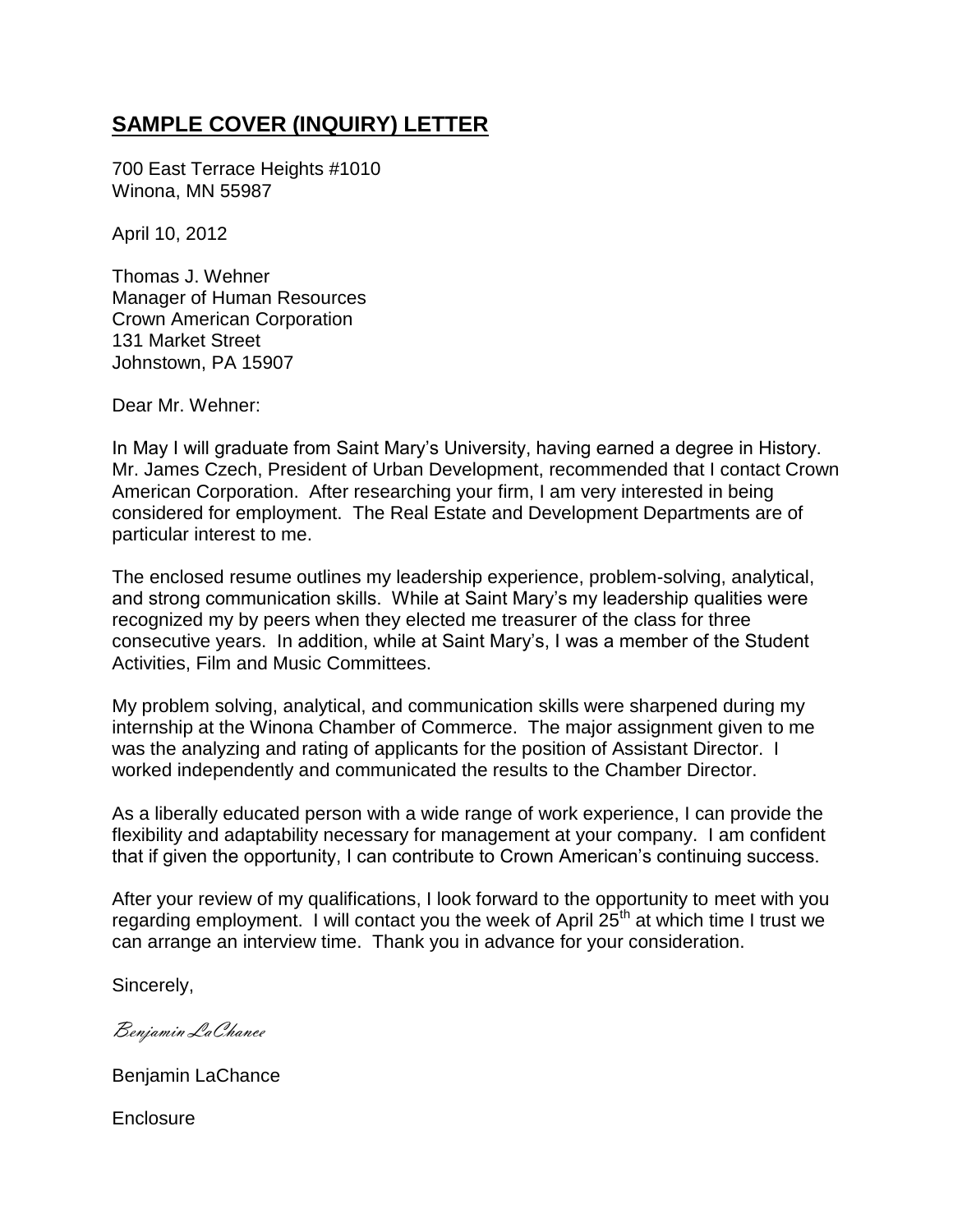## SAMPLE COVER (INQUIRY) LETTER

700 East Terrace Heights #1010
Winona, MN 55987

April 10, 2012

Thomas J. Wehner
Manager of Human Resources
Crown American Corporation
131 Market Street
Johnstown, PA 15907

Dear Mr. Wehner:

In May I will graduate from Saint Mary's University, having earned a degree in History. Mr. James Czech, President of Urban Development, recommended that I contact Crown American Corporation. After researching your firm, I am very interested in being considered for employment. The Real Estate and Development Departments are of particular interest to me.

The enclosed resume outlines my leadership experience, problem-solving, analytical, and strong communication skills. While at Saint Mary's my leadership qualities were recognized my by peers when they elected me treasurer of the class for three consecutive years. In addition, while at Saint Mary's, I was a member of the Student Activities, Film and Music Committees.

My problem solving, analytical, and communication skills were sharpened during my internship at the Winona Chamber of Commerce. The major assignment given to me was the analyzing and rating of applicants for the position of Assistant Director. I worked independently and communicated the results to the Chamber Director.

As a liberally educated person with a wide range of work experience, I can provide the flexibility and adaptability necessary for management at your company. I am confident that if given the opportunity, I can contribute to Crown American's continuing success.

After your review of my qualifications, I look forward to the opportunity to meet with you regarding employment. I will contact you the week of April 25th at which time I trust we can arrange an interview time. Thank you in advance for your consideration.

Sincerely,

*Benjamin LaChance*

Benjamin LaChance

Enclosure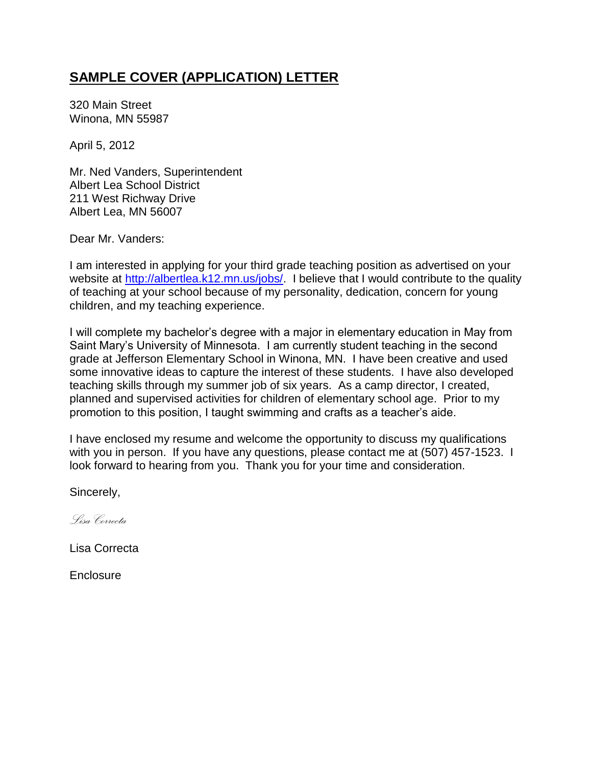## SAMPLE COVER (APPLICATION) LETTER

320 Main Street
Winona, MN 55987

April 5, 2012

Mr. Ned Vanders, Superintendent
Albert Lea School District
211 West Richway Drive
Albert Lea, MN 56007

Dear Mr. Vanders:

I am interested in applying for your third grade teaching position as advertised on your website at http://albertlea.k12.mn.us/jobs/. I believe that I would contribute to the quality of teaching at your school because of my personality, dedication, concern for young children, and my teaching experience.

I will complete my bachelor's degree with a major in elementary education in May from Saint Mary's University of Minnesota. I am currently student teaching in the second grade at Jefferson Elementary School in Winona, MN. I have been creative and used some innovative ideas to capture the interest of these students. I have also developed teaching skills through my summer job of six years. As a camp director, I created, planned and supervised activities for children of elementary school age. Prior to my promotion to this position, I taught swimming and crafts as a teacher's aide.

I have enclosed my resume and welcome the opportunity to discuss my qualifications with you in person. If you have any questions, please contact me at (507) 457-1523. I look forward to hearing from you. Thank you for your time and consideration.

Sincerely,

*Lisa Correcta*

Lisa Correcta

Enclosure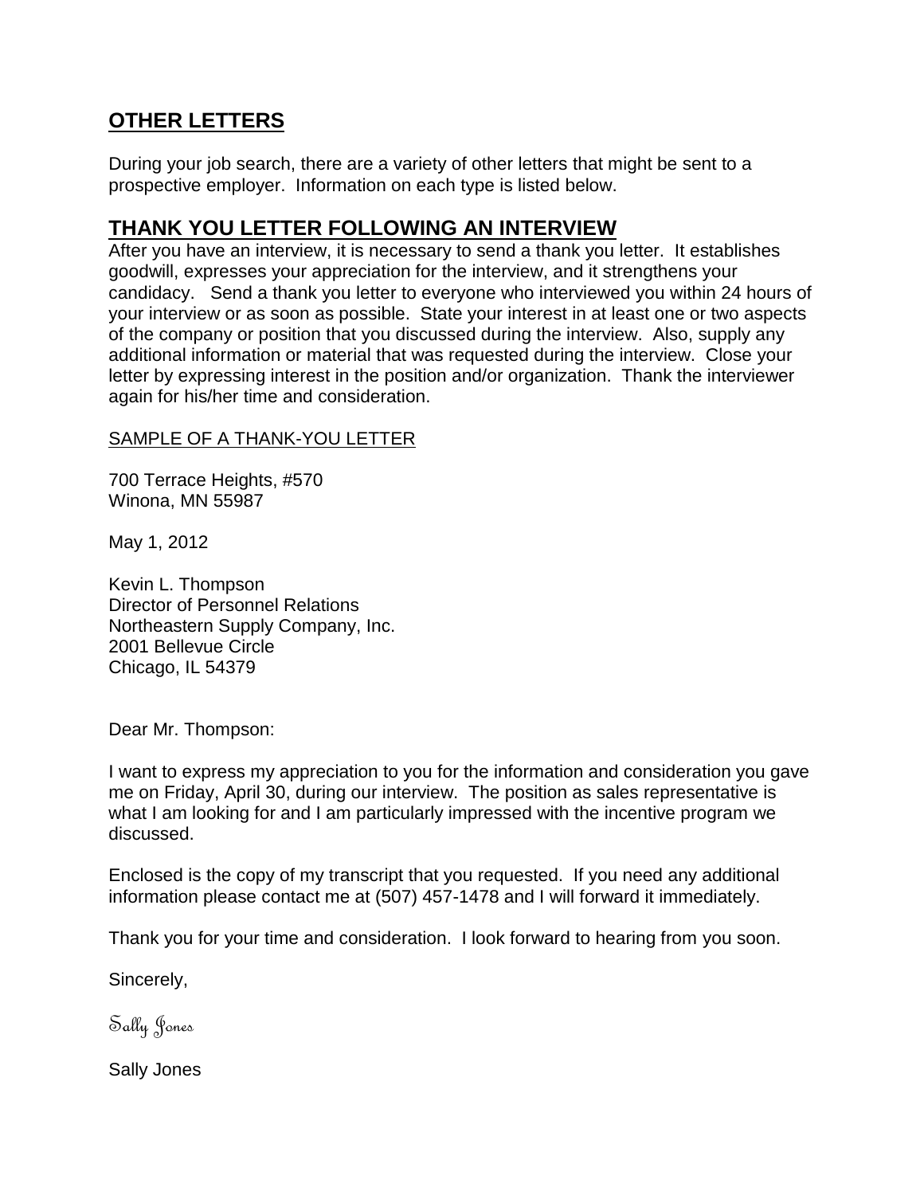## OTHER LETTERS

During your job search, there are a variety of other letters that might be sent to a prospective employer. Information on each type is listed below.

## THANK YOU LETTER FOLLOWING AN INTERVIEW

After you have an interview, it is necessary to send a thank you letter. It establishes goodwill, expresses your appreciation for the interview, and it strengthens your candidacy. Send a thank you letter to everyone who interviewed you within 24 hours of your interview or as soon as possible. State your interest in at least one or two aspects of the company or position that you discussed during the interview. Also, supply any additional information or material that was requested during the interview. Close your letter by expressing interest in the position and/or organization. Thank the interviewer again for his/her time and consideration.

SAMPLE OF A THANK-YOU LETTER

700 Terrace Heights, #570
Winona, MN 55987

May 1, 2012

Kevin L. Thompson
Director of Personnel Relations
Northeastern Supply Company, Inc.
2001 Bellevue Circle
Chicago, IL 54379

Dear Mr. Thompson:

I want to express my appreciation to you for the information and consideration you gave me on Friday, April 30, during our interview. The position as sales representative is what I am looking for and I am particularly impressed with the incentive program we discussed.

Enclosed is the copy of my transcript that you requested. If you need any additional information please contact me at (507) 457-1478 and I will forward it immediately.

Thank you for your time and consideration. I look forward to hearing from you soon.

Sincerely,

*Sally Jones*

Sally Jones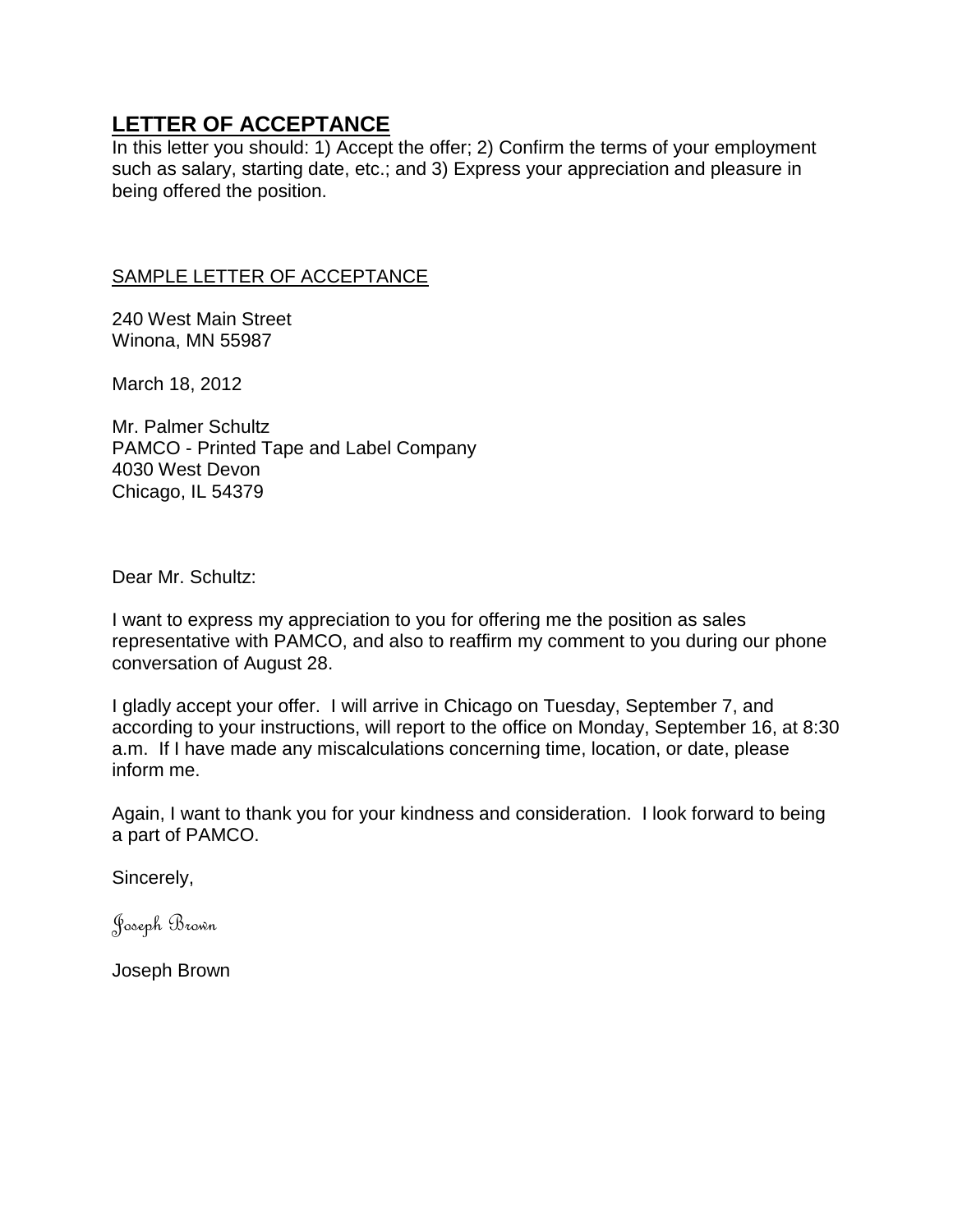## LETTER OF ACCEPTANCE

In this letter you should: 1) Accept the offer; 2) Confirm the terms of your employment such as salary, starting date, etc.; and 3) Express your appreciation and pleasure in being offered the position.

SAMPLE LETTER OF ACCEPTANCE

240 West Main Street
Winona, MN 55987

March 18, 2012

Mr. Palmer Schultz
PAMCO - Printed Tape and Label Company
4030 West Devon
Chicago, IL 54379

Dear Mr. Schultz:

I want to express my appreciation to you for offering me the position as sales representative with PAMCO, and also to reaffirm my comment to you during our phone conversation of August 28.

I gladly accept your offer. I will arrive in Chicago on Tuesday, September 7, and according to your instructions, will report to the office on Monday, September 16, at 8:30 a.m. If I have made any miscalculations concerning time, location, or date, please inform me.

Again, I want to thank you for your kindness and consideration. I look forward to being a part of PAMCO.

Sincerely,

*Joseph Brown*

Joseph Brown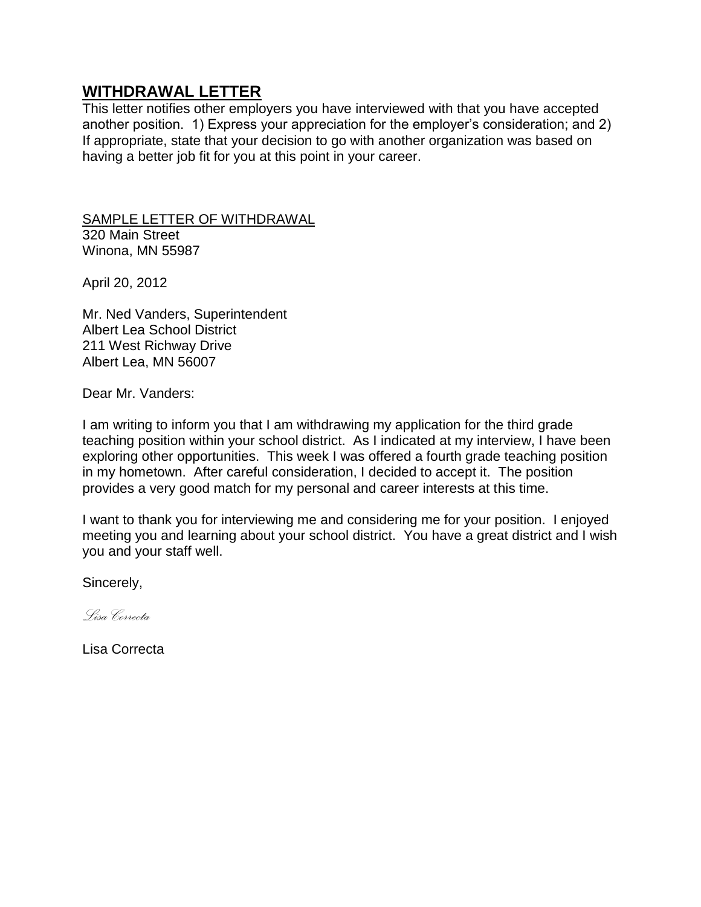## WITHDRAWAL LETTER

This letter notifies other employers you have interviewed with that you have accepted another position. 1) Express your appreciation for the employer's consideration; and 2) If appropriate, state that your decision to go with another organization was based on having a better job fit for you at this point in your career.

SAMPLE LETTER OF WITHDRAWAL
320 Main Street
Winona, MN 55987

April 20, 2012

Mr. Ned Vanders, Superintendent
Albert Lea School District
211 West Richway Drive
Albert Lea, MN 56007

Dear Mr. Vanders:

I am writing to inform you that I am withdrawing my application for the third grade teaching position within your school district. As I indicated at my interview, I have been exploring other opportunities. This week I was offered a fourth grade teaching position in my hometown. After careful consideration, I decided to accept it. The position provides a very good match for my personal and career interests at this time.

I want to thank you for interviewing me and considering me for your position. I enjoyed meeting you and learning about your school district. You have a great district and I wish you and your staff well.

Sincerely,

*Lisa Correcta*

Lisa Correcta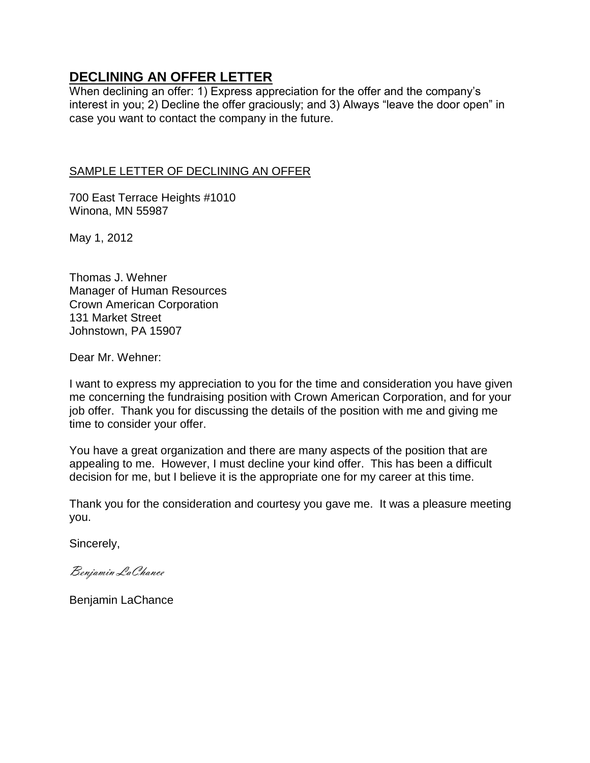## DECLINING AN OFFER LETTER

When declining an offer: 1) Express appreciation for the offer and the company's interest in you; 2) Decline the offer graciously; and 3) Always "leave the door open" in case you want to contact the company in the future.

SAMPLE LETTER OF DECLINING AN OFFER

700 East Terrace Heights #1010
Winona, MN 55987

May 1, 2012

Thomas J. Wehner
Manager of Human Resources
Crown American Corporation
131 Market Street
Johnstown, PA 15907

Dear Mr. Wehner:

I want to express my appreciation to you for the time and consideration you have given me concerning the fundraising position with Crown American Corporation, and for your job offer. Thank you for discussing the details of the position with me and giving me time to consider your offer.

You have a great organization and there are many aspects of the position that are appealing to me. However, I must decline your kind offer. This has been a difficult decision for me, but I believe it is the appropriate one for my career at this time.

Thank you for the consideration and courtesy you gave me. It was a pleasure meeting you.

Sincerely,

*Benjamin LaChance*

Benjamin LaChance